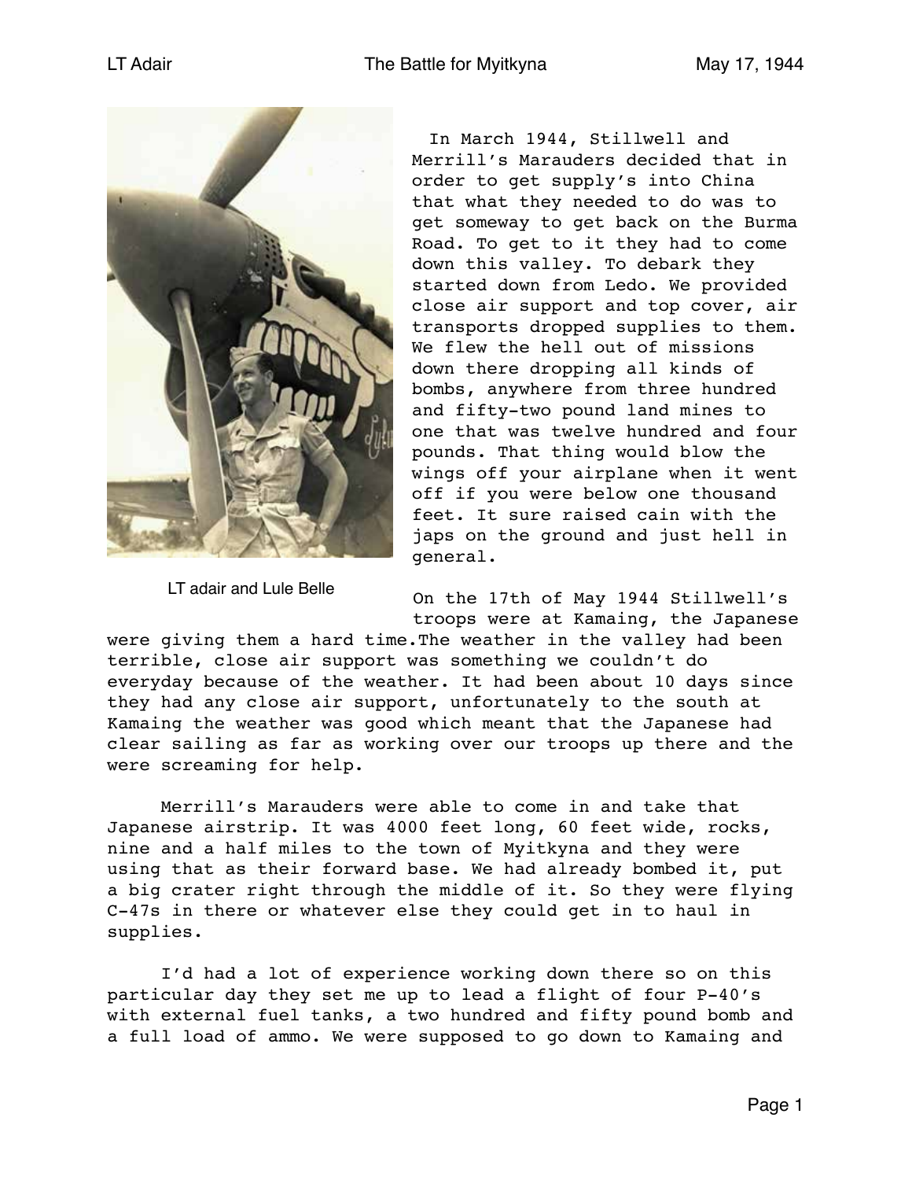LT adair and Lule Belle

In March 1944, Stillwell and Merrill's Marauders decided that in order to get supply's into China that what they needed to do was to get someway to get back on the Burma Road. To get to it they had to come down this valley. To debark they started down from Ledo. We provided close air support and top cover, air transports dropped supplies to them. We flew the hell out of missions down there dropping all kinds of bombs, anywhere from three hundred and fifty-two pound land mines to one that was twelve hundred and four pounds. That thing would blow the wings off your airplane when it went off if you were below one thousand feet. It sure raised cain with the japs on the ground and just hell in general.

On the 17th of May 1944 Stillwell's troops were at Kamaing, the Japanese were giving them a hard time.The weather in the valley had been terrible, close air support was something we couldn't do everyday because of the weather. It had been about 10 days since they had any close air support, unfortunately to the south at Kamaing the weather was good which meant that the Japanese had clear sailing as far as working over our troops up there and the were screaming for help.

Merrill's Marauders were able to come in and take that Japanese airstrip. It was 4000 feet long, 60 feet wide, rocks, nine and a half miles to the town of Myitkyna and they were using that as their forward base. We had already bombed it, put a big crater right through the middle of it. So they were flying C-47s in there or whatever else they could get in to haul in supplies.

I'd had a lot of experience working down there so on this particular day they set me up to lead a flight of four P-40's with external fuel tanks, a two hundred and fifty pound bomb and a full load of ammo. We were supposed to go down to Kamaing and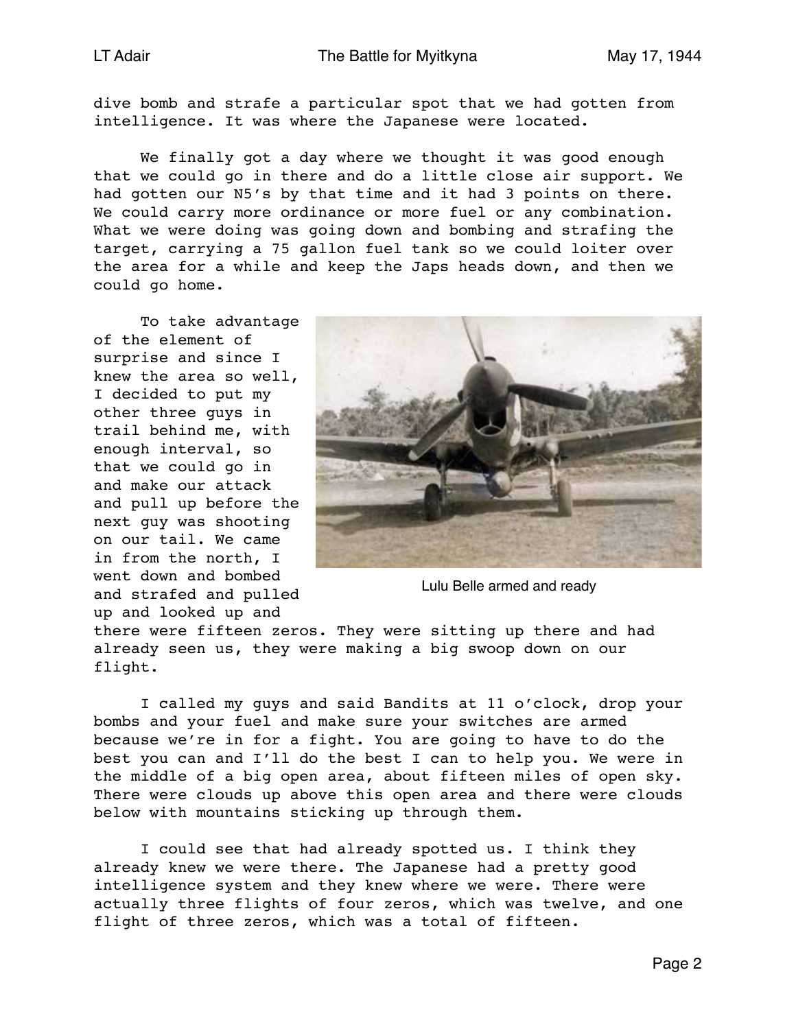dive bomb and strafe a particular spot that we had gotten from intelligence. It was where the Japanese were located.

We finally got a day where we thought it was good enough that we could go in there and do a little close air support. We had gotten our N5's by that time and it had 3 points on there. We could carry more ordinance or more fuel or any combination. What we were doing was going down and bombing and strafing the target, carrying a 75 gallon fuel tank so we could loiter over the area for a while and keep the Japs heads down, and then we could go home.

To take advantage of the element of surprise and since I knew the area so well, I decided to put my other three guys in trail behind me, with enough interval, so that we could go in and make our attack and pull up before the next guy was shooting on our tail. We came in from the north, I went down and bombed and strafed and pulled up and looked up and there were fifteen zeros. They were sitting up there and had already seen us, they were making a big swoop down on our flight.

Lulu Belle armed and ready

I called my guys and said Bandits at 11 o'clock, drop your bombs and your fuel and make sure your switches are armed because we're in for a fight. You are going to have to do the best you can and I'll do the best I can to help you. We were in the middle of a big open area, about fifteen miles of open sky. There were clouds up above this open area and there were clouds below with mountains sticking up through them.

I could see that had already spotted us. I think they already knew we were there. The Japanese had a pretty good intelligence system and they knew where we were. There were actually three flights of four zeros, which was twelve, and one flight of three zeros, which was a total of fifteen.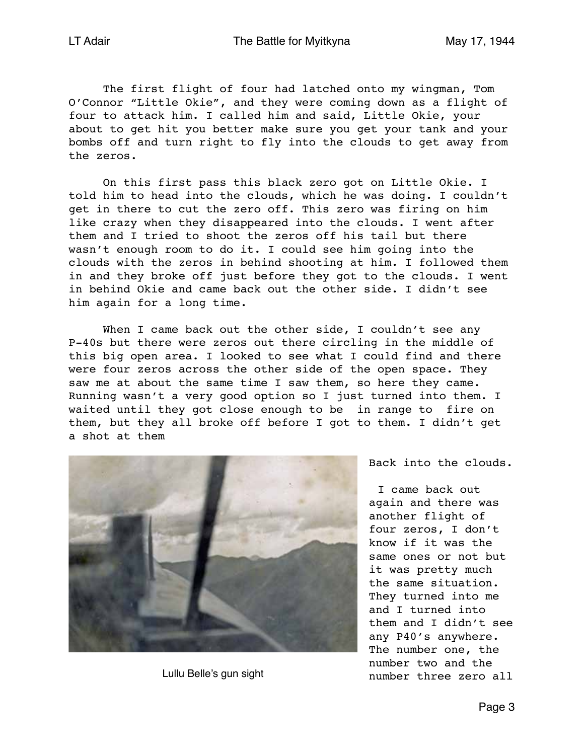The first flight of four had latched onto my wingman, Tom O'Connor "Little Okie", and they were coming down as a flight of four to attack him. I called him and said, Little Okie, your about to get hit you better make sure you get your tank and your bombs off and turn right to fly into the clouds to get away from the zeros.

On this first pass this black zero got on Little Okie. I told him to head into the clouds, which he was doing. I couldn't get in there to cut the zero off. This zero was firing on him like crazy when they disappeared into the clouds. I went after them and I tried to shoot the zeros off his tail but there wasn't enough room to do it. I could see him going into the clouds with the zeros in behind shooting at him. I followed them in and they broke off just before they got to the clouds. I went in behind Okie and came back out the other side. I didn't see him again for a long time.

When I came back out the other side, I couldn't see any P-40s but there were zeros out there circling in the middle of this big open area. I looked to see what I could find and there were four zeros across the other side of the open space. They saw me at about the same time I saw them, so here they came. Running wasn't a very good option so I just turned into them. I waited until they got close enough to be in range to fire on them, but they all broke off before I got to them. I didn't get a shot at them

Lullu Belle's gun sight

Back into the clouds.

I came back out again and there was another flight of four zeros, I don't know if it was the same ones or not but it was pretty much the same situation. They turned into me and I turned into them and I didn't see any P40's anywhere. The number one, the number two and the number three zero all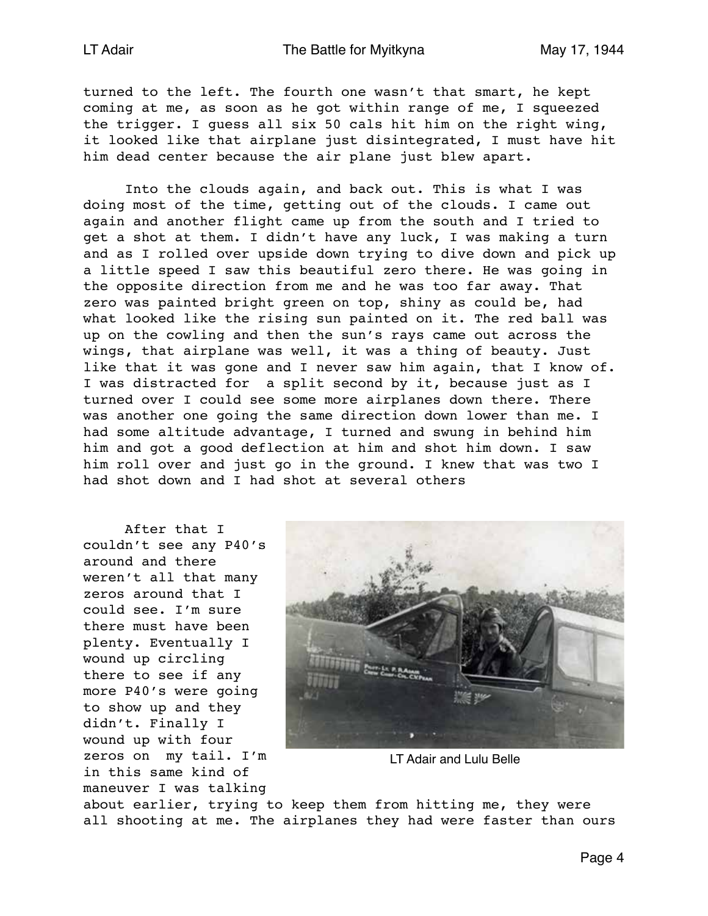turned to the left. The fourth one wasn't that smart, he kept coming at me, as soon as he got within range of me, I squeezed the trigger. I guess all six 50 cals hit him on the right wing, it looked like that airplane just disintegrated, I must have hit him dead center because the air plane just blew apart.

Into the clouds again, and back out. This is what I was doing most of the time, getting out of the clouds. I came out again and another flight came up from the south and I tried to get a shot at them. I didn't have any luck, I was making a turn and as I rolled over upside down trying to dive down and pick up a little speed I saw this beautiful zero there. He was going in the opposite direction from me and he was too far away. That zero was painted bright green on top, shiny as could be, had what looked like the rising sun painted on it. The red ball was up on the cowling and then the sun's rays came out across the wings, that airplane was well, it was a thing of beauty. Just like that it was gone and I never saw him again, that I know of. I was distracted for a split second by it, because just as I turned over I could see some more airplanes down there. There was another one going the same direction down lower than me. I had some altitude advantage, I turned and swung in behind him him and got a good deflection at him and shot him down. I saw him roll over and just go in the ground. I knew that was two I had shot down and I had shot at several others

After that I couldn't see any P40's around and there weren't all that many zeros around that I could see. I'm sure there must have been plenty. Eventually I wound up circling there to see if any more P40's were going to show up and they didn't. Finally I wound up with four zeros on my tail. I'm in this same kind of maneuver I was talking about earlier, trying to keep them from hitting me, they were all shooting at me. The airplanes they had were faster than ours

LT Adair and Lulu Belle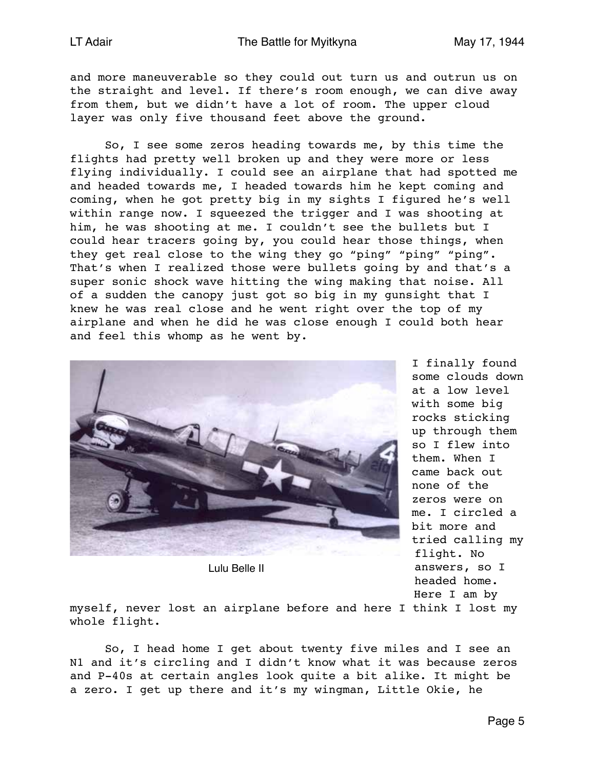and more maneuverable so they could out turn us and outrun us on the straight and level. If there's room enough, we can dive away from them, but we didn't have a lot of room. The upper cloud layer was only five thousand feet above the ground.

So, I see some zeros heading towards me, by this time the flights had pretty well broken up and they were more or less flying individually. I could see an airplane that had spotted me and headed towards me, I headed towards him he kept coming and coming, when he got pretty big in my sights I figured he's well within range now. I squeezed the trigger and I was shooting at him, he was shooting at me. I couldn't see the bullets but I could hear tracers going by, you could hear those things, when they get real close to the wing they go "ping" "ping" "ping". That's when I realized those were bullets going by and that's a super sonic shock wave hitting the wing making that noise. All of a sudden the canopy just got so big in my gunsight that I knew he was real close and he went right over the top of my airplane and when he did he was close enough I could both hear and feel this whomp as he went by.

Lulu Belle II

I finally found some clouds down at a low level with some big rocks sticking up through them so I flew into them. When I came back out none of the zeros were on me. I circled a bit more and tried calling my flight. No answers, so I headed home. Here I am by myself, never lost an airplane before and here I think I lost my whole flight.

So, I head home I get about twenty five miles and I see an N1 and it's circling and I didn't know what it was because zeros and P-40s at certain angles look quite a bit alike. It might be a zero. I get up there and it's my wingman, Little Okie, he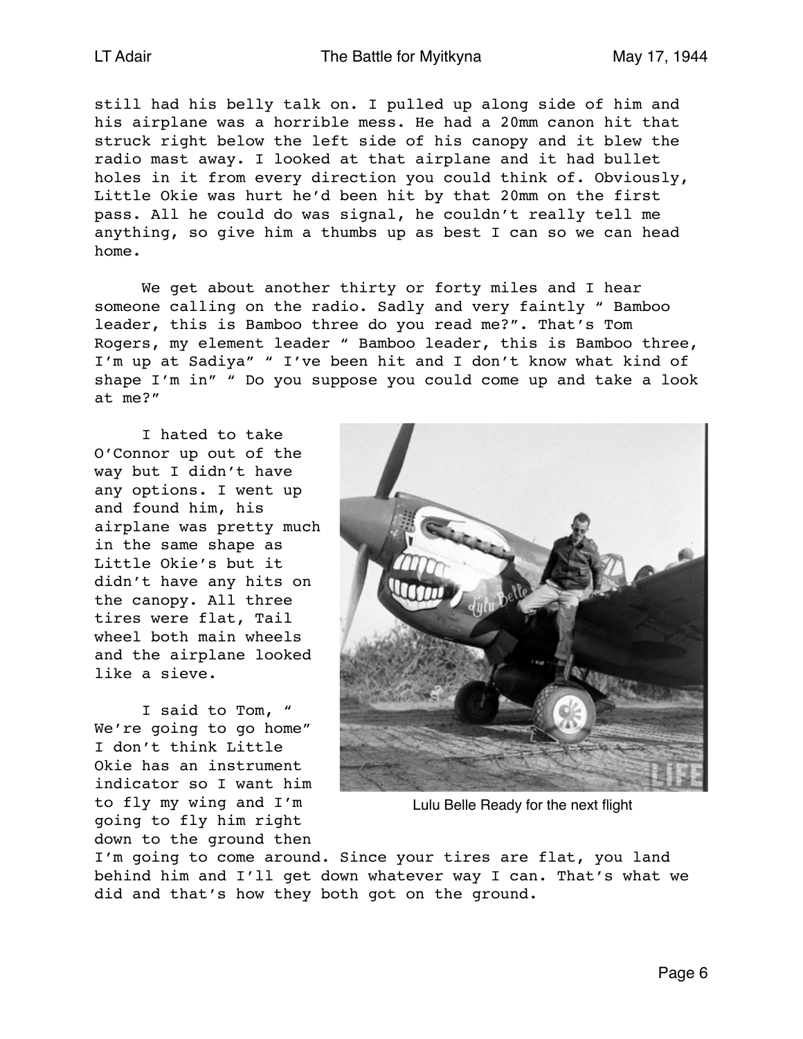still had his belly talk on. I pulled up along side of him and his airplane was a horrible mess. He had a 20mm canon hit that struck right below the left side of his canopy and it blew the radio mast away. I looked at that airplane and it had bullet holes in it from every direction you could think of. Obviously, Little Okie was hurt he'd been hit by that 20mm on the first pass. All he could do was signal, he couldn't really tell me anything, so give him a thumbs up as best I can so we can head home.

We get about another thirty or forty miles and I hear someone calling on the radio. Sadly and very faintly " Bamboo leader, this is Bamboo three do you read me?". That's Tom Rogers, my element leader " Bamboo leader, this is Bamboo three, I'm up at Sadiya" " I've been hit and I don't know what kind of shape I'm in" " Do you suppose you could come up and take a look at me?"

I hated to take O'Connor up out of the way but I didn't have any options. I went up and found him, his airplane was pretty much in the same shape as Little Okie's but it didn't have any hits on the canopy. All three tires were flat, Tail wheel both main wheels and the airplane looked like a sieve.

Lulu Belle Ready for the next flight

I said to Tom, " We're going to go home" I don't think Little Okie has an instrument indicator so I want him to fly my wing and I'm going to fly him right down to the ground then I'm going to come around. Since your tires are flat, you land behind him and I'll get down whatever way I can. That's what we did and that's how they both got on the ground.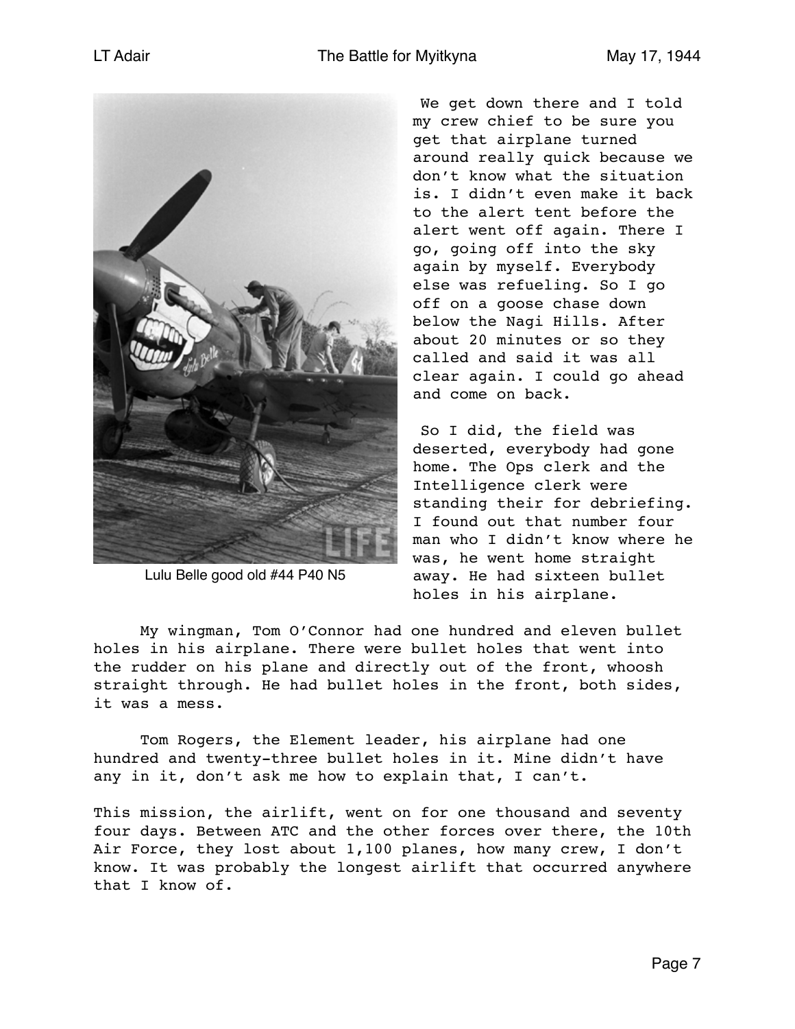Lulu Belle good old #44 P40 N5

We get down there and I told my crew chief to be sure you get that airplane turned around really quick because we don't know what the situation is. I didn't even make it back to the alert tent before the alert went off again. There I go, going off into the sky again by myself. Everybody else was refueling. So I go off on a goose chase down below the Nagi Hills. After about 20 minutes or so they called and said it was all clear again. I could go ahead and come on back.

So I did, the field was deserted, everybody had gone home. The Ops clerk and the Intelligence clerk were standing their for debriefing. I found out that number four man who I didn't know where he was, he went home straight away. He had sixteen bullet holes in his airplane.

My wingman, Tom O'Connor had one hundred and eleven bullet holes in his airplane. There were bullet holes that went into the rudder on his plane and directly out of the front, whoosh straight through. He had bullet holes in the front, both sides, it was a mess.

Tom Rogers, the Element leader, his airplane had one hundred and twenty-three bullet holes in it. Mine didn't have any in it, don't ask me how to explain that, I can't.

This mission, the airlift, went on for one thousand and seventy four days. Between ATC and the other forces over there, the 10th Air Force, they lost about 1,100 planes, how many crew, I don't know. It was probably the longest airlift that occurred anywhere that I know of.